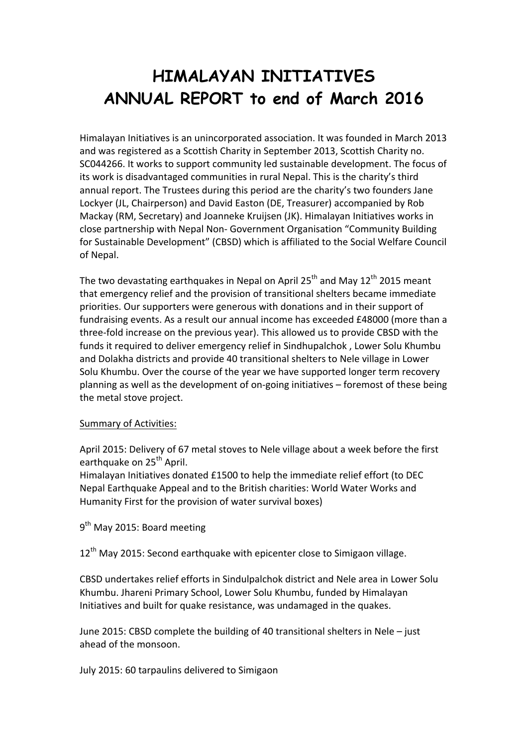# HIMALAYAN INITIATIVES
# ANNUAL REPORT to end of March 2016

Himalayan Initiatives is an unincorporated association. It was founded in March 2013 and was registered as a Scottish Charity in September 2013, Scottish Charity no. SC044266. It works to support community led sustainable development. The focus of its work is disadvantaged communities in rural Nepal. This is the charity's third annual report. The Trustees during this period are the charity's two founders Jane Lockyer (JL, Chairperson) and David Easton (DE, Treasurer) accompanied by Rob Mackay (RM, Secretary) and Joanneke Kruijsen (JK). Himalayan Initiatives works in close partnership with Nepal Non- Government Organisation "Community Building for Sustainable Development" (CBSD) which is affiliated to the Social Welfare Council of Nepal.

The two devastating earthquakes in Nepal on April 25th and May 12th 2015 meant that emergency relief and the provision of transitional shelters became immediate priorities. Our supporters were generous with donations and in their support of fundraising events. As a result our annual income has exceeded £48000 (more than a three-fold increase on the previous year). This allowed us to provide CBSD with the funds it required to deliver emergency relief in Sindhupalchok , Lower Solu Khumbu and Dolakha districts and provide 40 transitional shelters to Nele village in Lower Solu Khumbu. Over the course of the year we have supported longer term recovery planning as well as the development of on-going initiatives – foremost of these being the metal stove project.

<u>Summary of Activities:</u>

April 2015: Delivery of 67 metal stoves to Nele village about a week before the first earthquake on 25th April.
Himalayan Initiatives donated £1500 to help the immediate relief effort (to DEC Nepal Earthquake Appeal and to the British charities: World Water Works and Humanity First for the provision of water survival boxes)

9th May 2015: Board meeting

12th May 2015: Second earthquake with epicenter close to Simigaon village.

CBSD undertakes relief efforts in Sindulpalchok district and Nele area in Lower Solu Khumbu. Jhareni Primary School, Lower Solu Khumbu, funded by Himalayan Initiatives and built for quake resistance, was undamaged in the quakes.

June 2015: CBSD complete the building of 40 transitional shelters in Nele – just ahead of the monsoon.

July 2015: 60 tarpaulins delivered to Simigaon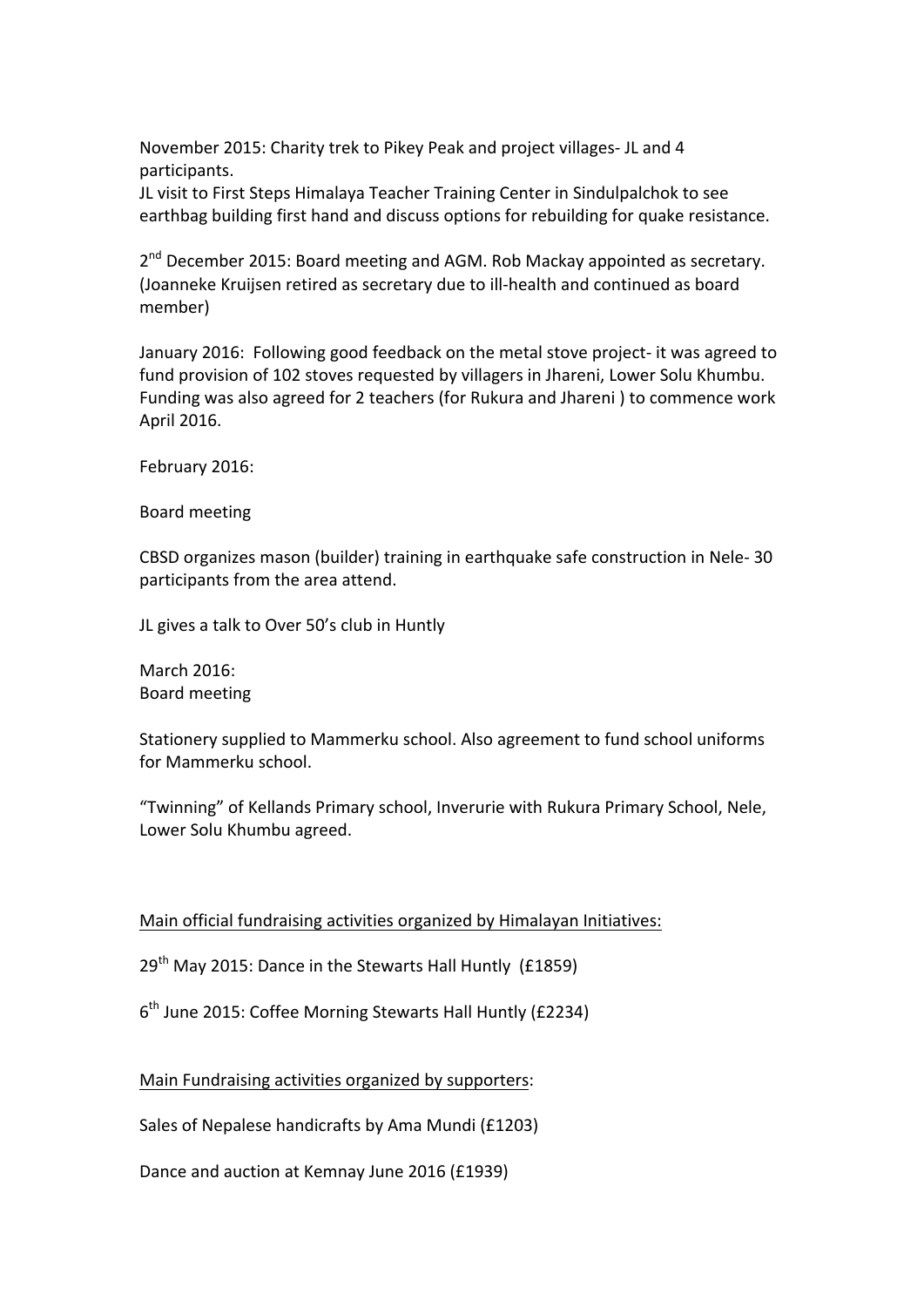November 2015: Charity trek to Pikey Peak and project villages- JL and 4 participants.
JL visit to First Steps Himalaya Teacher Training Center in Sindulpalchok to see earthbag building first hand and discuss options for rebuilding for quake resistance.

2nd December 2015: Board meeting and AGM. Rob Mackay appointed as secretary. (Joanneke Kruijsen retired as secretary due to ill-health and continued as board member)

January 2016: Following good feedback on the metal stove project- it was agreed to fund provision of 102 stoves requested by villagers in Jhareni, Lower Solu Khumbu. Funding was also agreed for 2 teachers (for Rukura and Jhareni ) to commence work April 2016.

February 2016:

Board meeting

CBSD organizes mason (builder) training in earthquake safe construction in Nele- 30 participants from the area attend.

JL gives a talk to Over 50's club in Huntly

March 2016:
Board meeting

Stationery supplied to Mammerku school. Also agreement to fund school uniforms for Mammerku school.

"Twinning" of Kellands Primary school, Inverurie with Rukura Primary School, Nele, Lower Solu Khumbu agreed.

<u>Main official fundraising activities organized by Himalayan Initiatives:</u>

29th May 2015: Dance in the Stewarts Hall Huntly (£1859)

6th June 2015: Coffee Morning Stewarts Hall Huntly (£2234)

<u>Main Fundraising activities organized by supporters</u>:

Sales of Nepalese handicrafts by Ama Mundi (£1203)

Dance and auction at Kemnay June 2016 (£1939)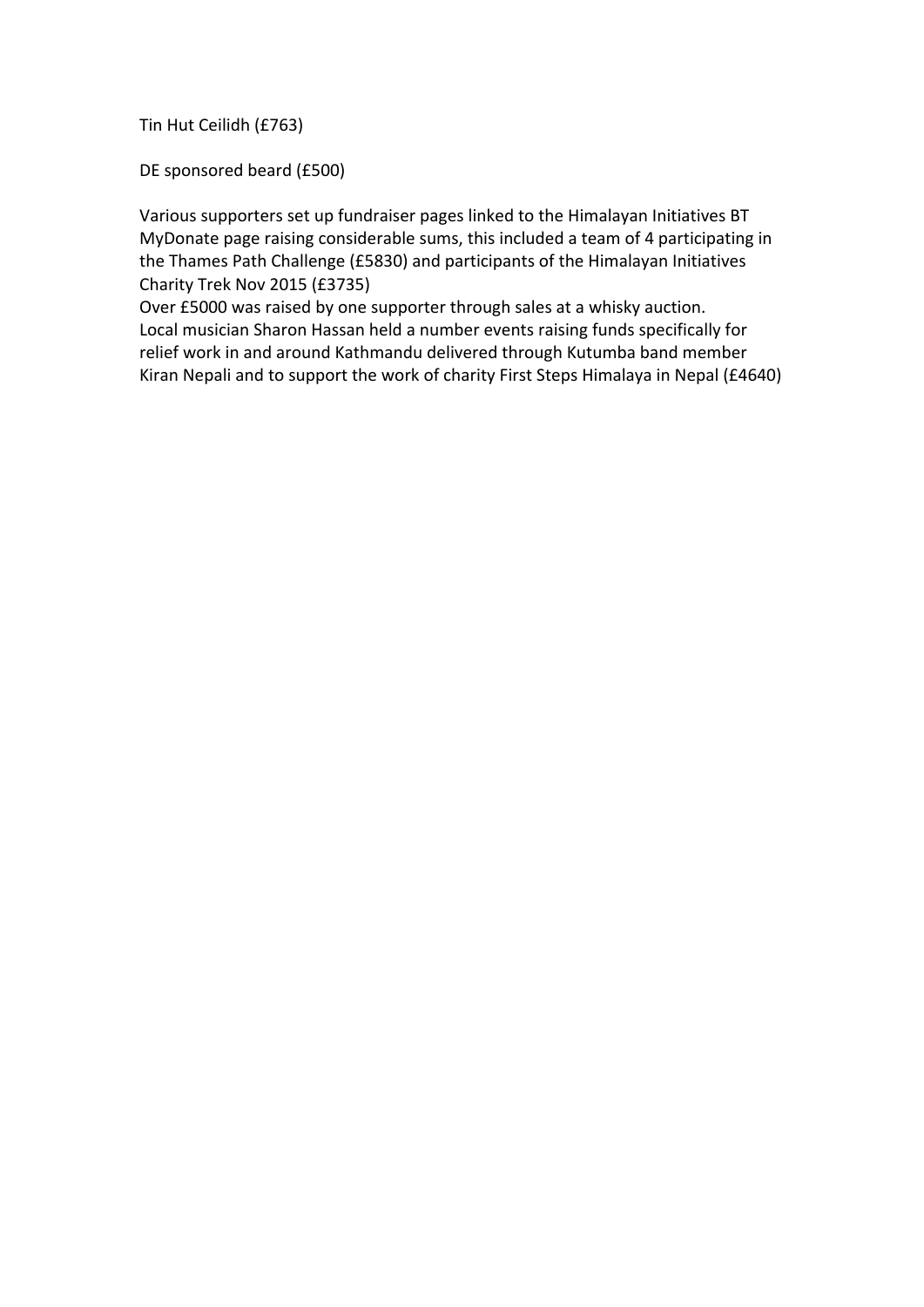Tin Hut Ceilidh (£763)

DE sponsored beard (£500)

Various supporters set up fundraiser pages linked to the Himalayan Initiatives BT MyDonate page raising considerable sums, this included a team of 4 participating in the Thames Path Challenge (£5830) and participants of the Himalayan Initiatives Charity Trek Nov 2015 (£3735)
Over £5000 was raised by one supporter through sales at a whisky auction.
Local musician Sharon Hassan held a number events raising funds specifically for relief work in and around Kathmandu delivered through Kutumba band member Kiran Nepali and to support the work of charity First Steps Himalaya in Nepal (£4640)